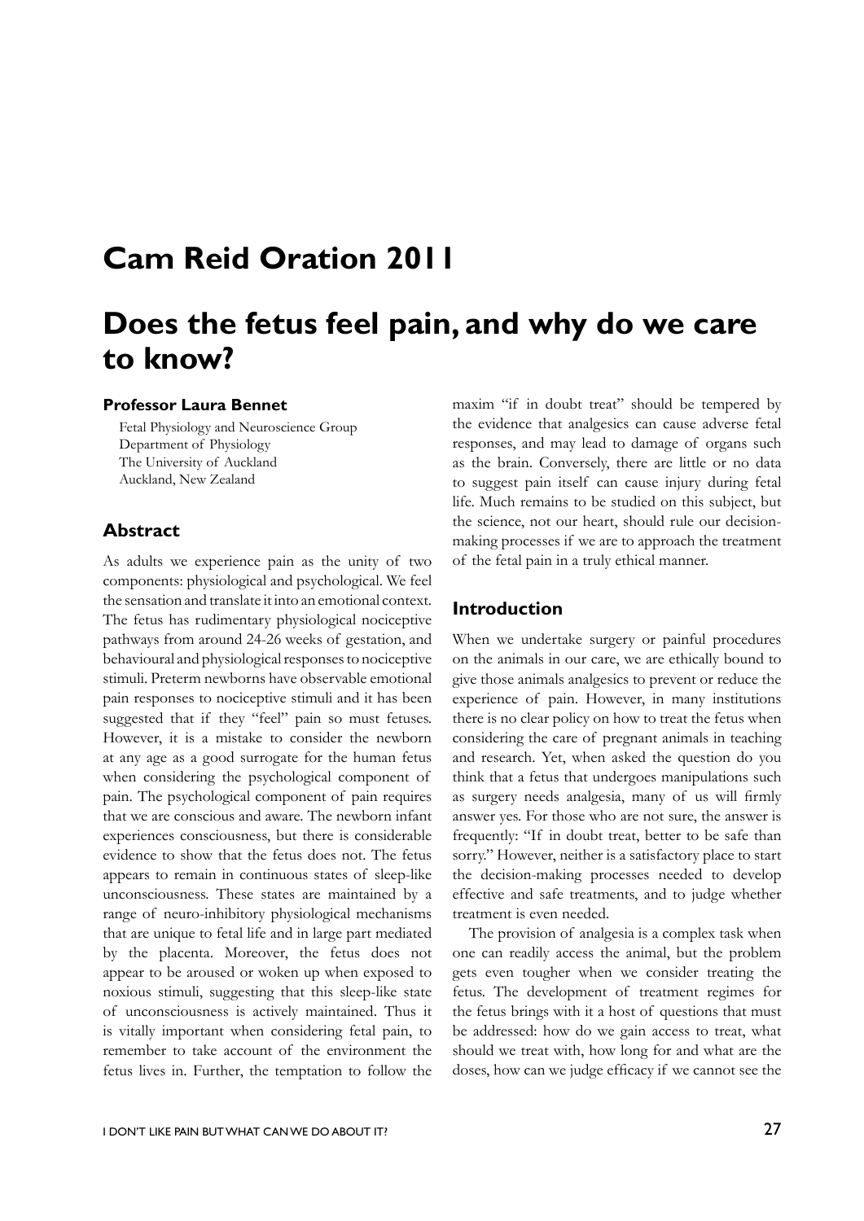# Cam Reid Oration 2011

# Does the fetus feel pain, and why do we care to know?

**Professor Laura Bennet**

Fetal Physiology and Neuroscience Group
Department of Physiology
The University of Auckland
Auckland, New Zealand

## Abstract

As adults we experience pain as the unity of two components: physiological and psychological. We feel the sensation and translate it into an emotional context. The fetus has rudimentary physiological nociceptive pathways from around 24-26 weeks of gestation, and behavioural and physiological responses to nociceptive stimuli. Preterm newborns have observable emotional pain responses to nociceptive stimuli and it has been suggested that if they "feel" pain so must fetuses. However, it is a mistake to consider the newborn at any age as a good surrogate for the human fetus when considering the psychological component of pain. The psychological component of pain requires that we are conscious and aware. The newborn infant experiences consciousness, but there is considerable evidence to show that the fetus does not. The fetus appears to remain in continuous states of sleep-like unconsciousness. These states are maintained by a range of neuro-inhibitory physiological mechanisms that are unique to fetal life and in large part mediated by the placenta. Moreover, the fetus does not appear to be aroused or woken up when exposed to noxious stimuli, suggesting that this sleep-like state of unconsciousness is actively maintained. Thus it is vitally important when considering fetal pain, to remember to take account of the environment the fetus lives in. Further, the temptation to follow the maxim "if in doubt treat" should be tempered by the evidence that analgesics can cause adverse fetal responses, and may lead to damage of organs such as the brain. Conversely, there are little or no data to suggest pain itself can cause injury during fetal life. Much remains to be studied on this subject, but the science, not our heart, should rule our decision-making processes if we are to approach the treatment of the fetal pain in a truly ethical manner.

## Introduction

When we undertake surgery or painful procedures on the animals in our care, we are ethically bound to give those animals analgesics to prevent or reduce the experience of pain. However, in many institutions there is no clear policy on how to treat the fetus when considering the care of pregnant animals in teaching and research. Yet, when asked the question do you think that a fetus that undergoes manipulations such as surgery needs analgesia, many of us will firmly answer yes. For those who are not sure, the answer is frequently: "If in doubt treat, better to be safe than sorry." However, neither is a satisfactory place to start the decision-making processes needed to develop effective and safe treatments, and to judge whether treatment is even needed.

The provision of analgesia is a complex task when one can readily access the animal, but the problem gets even tougher when we consider treating the fetus. The development of treatment regimes for the fetus brings with it a host of questions that must be addressed: how do we gain access to treat, what should we treat with, how long for and what are the doses, how can we judge efficacy if we cannot see the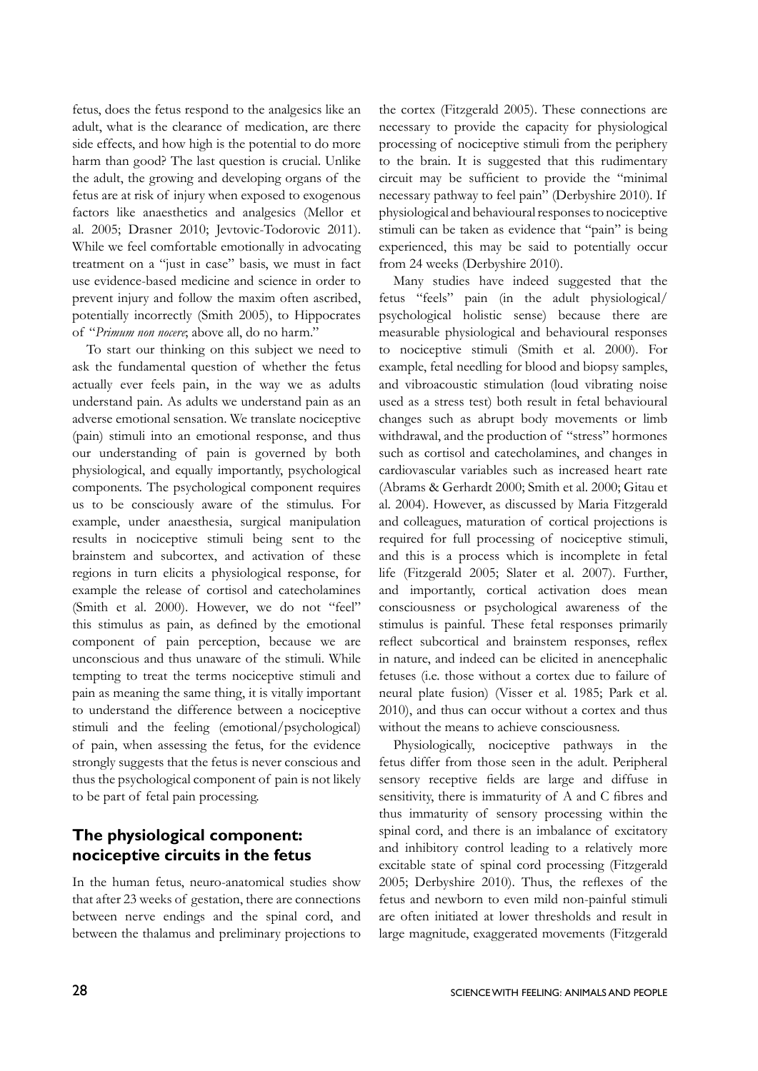fetus, does the fetus respond to the analgesics like an adult, what is the clearance of medication, are there side effects, and how high is the potential to do more harm than good? The last question is crucial. Unlike the adult, the growing and developing organs of the fetus are at risk of injury when exposed to exogenous factors like anaesthetics and analgesics (Mellor et al. 2005; Drasner 2010; Jevtovic-Todorovic 2011). While we feel comfortable emotionally in advocating treatment on a "just in case" basis, we must in fact use evidence-based medicine and science in order to prevent injury and follow the maxim often ascribed, potentially incorrectly (Smith 2005), to Hippocrates of "*Primum non nocere*; above all, do no harm."

To start our thinking on this subject we need to ask the fundamental question of whether the fetus actually ever feels pain, in the way we as adults understand pain. As adults we understand pain as an adverse emotional sensation. We translate nociceptive (pain) stimuli into an emotional response, and thus our understanding of pain is governed by both physiological, and equally importantly, psychological components. The psychological component requires us to be consciously aware of the stimulus. For example, under anaesthesia, surgical manipulation results in nociceptive stimuli being sent to the brainstem and subcortex, and activation of these regions in turn elicits a physiological response, for example the release of cortisol and catecholamines (Smith et al. 2000). However, we do not "feel" this stimulus as pain, as defined by the emotional component of pain perception, because we are unconscious and thus unaware of the stimuli. While tempting to treat the terms nociceptive stimuli and pain as meaning the same thing, it is vitally important to understand the difference between a nociceptive stimuli and the feeling (emotional/psychological) of pain, when assessing the fetus, for the evidence strongly suggests that the fetus is never conscious and thus the psychological component of pain is not likely to be part of fetal pain processing.

## The physiological component: nociceptive circuits in the fetus

In the human fetus, neuro-anatomical studies show that after 23 weeks of gestation, there are connections between nerve endings and the spinal cord, and between the thalamus and preliminary projections to the cortex (Fitzgerald 2005). These connections are necessary to provide the capacity for physiological processing of nociceptive stimuli from the periphery to the brain. It is suggested that this rudimentary circuit may be sufficient to provide the "minimal necessary pathway to feel pain" (Derbyshire 2010). If physiological and behavioural responses to nociceptive stimuli can be taken as evidence that "pain" is being experienced, this may be said to potentially occur from 24 weeks (Derbyshire 2010).

Many studies have indeed suggested that the fetus "feels" pain (in the adult physiological/psychological holistic sense) because there are measurable physiological and behavioural responses to nociceptive stimuli (Smith et al. 2000). For example, fetal needling for blood and biopsy samples, and vibroacoustic stimulation (loud vibrating noise used as a stress test) both result in fetal behavioural changes such as abrupt body movements or limb withdrawal, and the production of "stress" hormones such as cortisol and catecholamines, and changes in cardiovascular variables such as increased heart rate (Abrams & Gerhardt 2000; Smith et al. 2000; Gitau et al. 2004). However, as discussed by Maria Fitzgerald and colleagues, maturation of cortical projections is required for full processing of nociceptive stimuli, and this is a process which is incomplete in fetal life (Fitzgerald 2005; Slater et al. 2007). Further, and importantly, cortical activation does mean consciousness or psychological awareness of the stimulus is painful. These fetal responses primarily reflect subcortical and brainstem responses, reflex in nature, and indeed can be elicited in anencephalic fetuses (i.e. those without a cortex due to failure of neural plate fusion) (Visser et al. 1985; Park et al. 2010), and thus can occur without a cortex and thus without the means to achieve consciousness.

Physiologically, nociceptive pathways in the fetus differ from those seen in the adult. Peripheral sensory receptive fields are large and diffuse in sensitivity, there is immaturity of A and C fibres and thus immaturity of sensory processing within the spinal cord, and there is an imbalance of excitatory and inhibitory control leading to a relatively more excitable state of spinal cord processing (Fitzgerald 2005; Derbyshire 2010). Thus, the reflexes of the fetus and newborn to even mild non-painful stimuli are often initiated at lower thresholds and result in large magnitude, exaggerated movements (Fitzgerald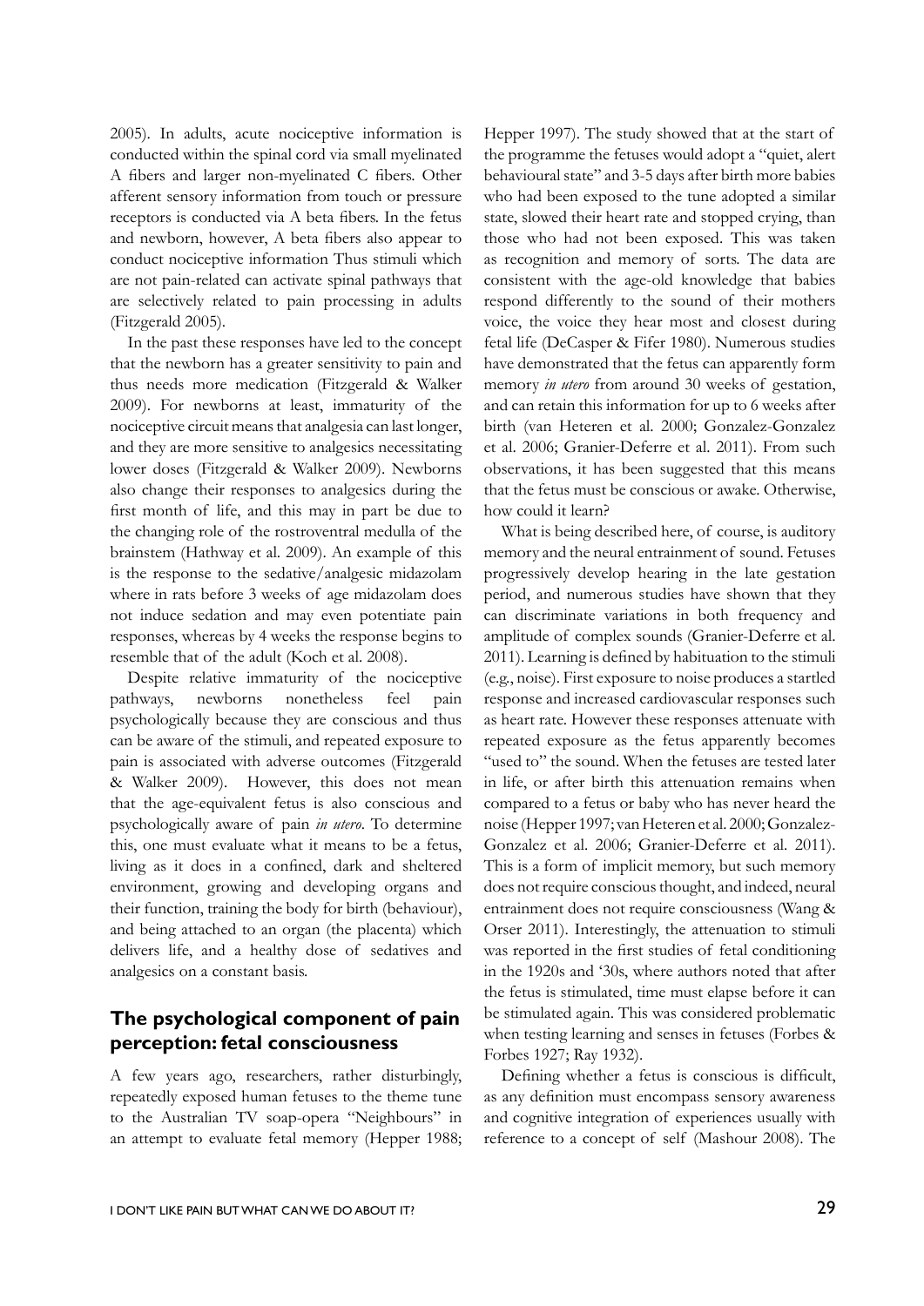2005). In adults, acute nociceptive information is conducted within the spinal cord via small myelinated A fibers and larger non-myelinated C fibers. Other afferent sensory information from touch or pressure receptors is conducted via A beta fibers. In the fetus and newborn, however, A beta fibers also appear to conduct nociceptive information Thus stimuli which are not pain-related can activate spinal pathways that are selectively related to pain processing in adults (Fitzgerald 2005).

In the past these responses have led to the concept that the newborn has a greater sensitivity to pain and thus needs more medication (Fitzgerald & Walker 2009). For newborns at least, immaturity of the nociceptive circuit means that analgesia can last longer, and they are more sensitive to analgesics necessitating lower doses (Fitzgerald & Walker 2009). Newborns also change their responses to analgesics during the first month of life, and this may in part be due to the changing role of the rostroventral medulla of the brainstem (Hathway et al. 2009). An example of this is the response to the sedative/analgesic midazolam where in rats before 3 weeks of age midazolam does not induce sedation and may even potentiate pain responses, whereas by 4 weeks the response begins to resemble that of the adult (Koch et al. 2008).

Despite relative immaturity of the nociceptive pathways, newborns nonetheless feel pain psychologically because they are conscious and thus can be aware of the stimuli, and repeated exposure to pain is associated with adverse outcomes (Fitzgerald & Walker 2009). However, this does not mean that the age-equivalent fetus is also conscious and psychologically aware of pain *in utero*. To determine this, one must evaluate what it means to be a fetus, living as it does in a confined, dark and sheltered environment, growing and developing organs and their function, training the body for birth (behaviour), and being attached to an organ (the placenta) which delivers life, and a healthy dose of sedatives and analgesics on a constant basis.

## The psychological component of pain perception: fetal consciousness

A few years ago, researchers, rather disturbingly, repeatedly exposed human fetuses to the theme tune to the Australian TV soap-opera "Neighbours" in an attempt to evaluate fetal memory (Hepper 1988; Hepper 1997). The study showed that at the start of the programme the fetuses would adopt a "quiet, alert behavioural state" and 3-5 days after birth more babies who had been exposed to the tune adopted a similar state, slowed their heart rate and stopped crying, than those who had not been exposed. This was taken as recognition and memory of sorts. The data are consistent with the age-old knowledge that babies respond differently to the sound of their mothers voice, the voice they hear most and closest during fetal life (DeCasper & Fifer 1980). Numerous studies have demonstrated that the fetus can apparently form memory *in utero* from around 30 weeks of gestation, and can retain this information for up to 6 weeks after birth (van Heteren et al. 2000; Gonzalez-Gonzalez et al. 2006; Granier-Deferre et al. 2011). From such observations, it has been suggested that this means that the fetus must be conscious or awake. Otherwise, how could it learn?

What is being described here, of course, is auditory memory and the neural entrainment of sound. Fetuses progressively develop hearing in the late gestation period, and numerous studies have shown that they can discriminate variations in both frequency and amplitude of complex sounds (Granier-Deferre et al. 2011). Learning is defined by habituation to the stimuli (e.g., noise). First exposure to noise produces a startled response and increased cardiovascular responses such as heart rate. However these responses attenuate with repeated exposure as the fetus apparently becomes "used to" the sound. When the fetuses are tested later in life, or after birth this attenuation remains when compared to a fetus or baby who has never heard the noise (Hepper 1997; van Heteren et al. 2000; Gonzalez-Gonzalez et al. 2006; Granier-Deferre et al. 2011). This is a form of implicit memory, but such memory does not require conscious thought, and indeed, neural entrainment does not require consciousness (Wang & Orser 2011). Interestingly, the attenuation to stimuli was reported in the first studies of fetal conditioning in the 1920s and '30s, where authors noted that after the fetus is stimulated, time must elapse before it can be stimulated again. This was considered problematic when testing learning and senses in fetuses (Forbes & Forbes 1927; Ray 1932).

Defining whether a fetus is conscious is difficult, as any definition must encompass sensory awareness and cognitive integration of experiences usually with reference to a concept of self (Mashour 2008). The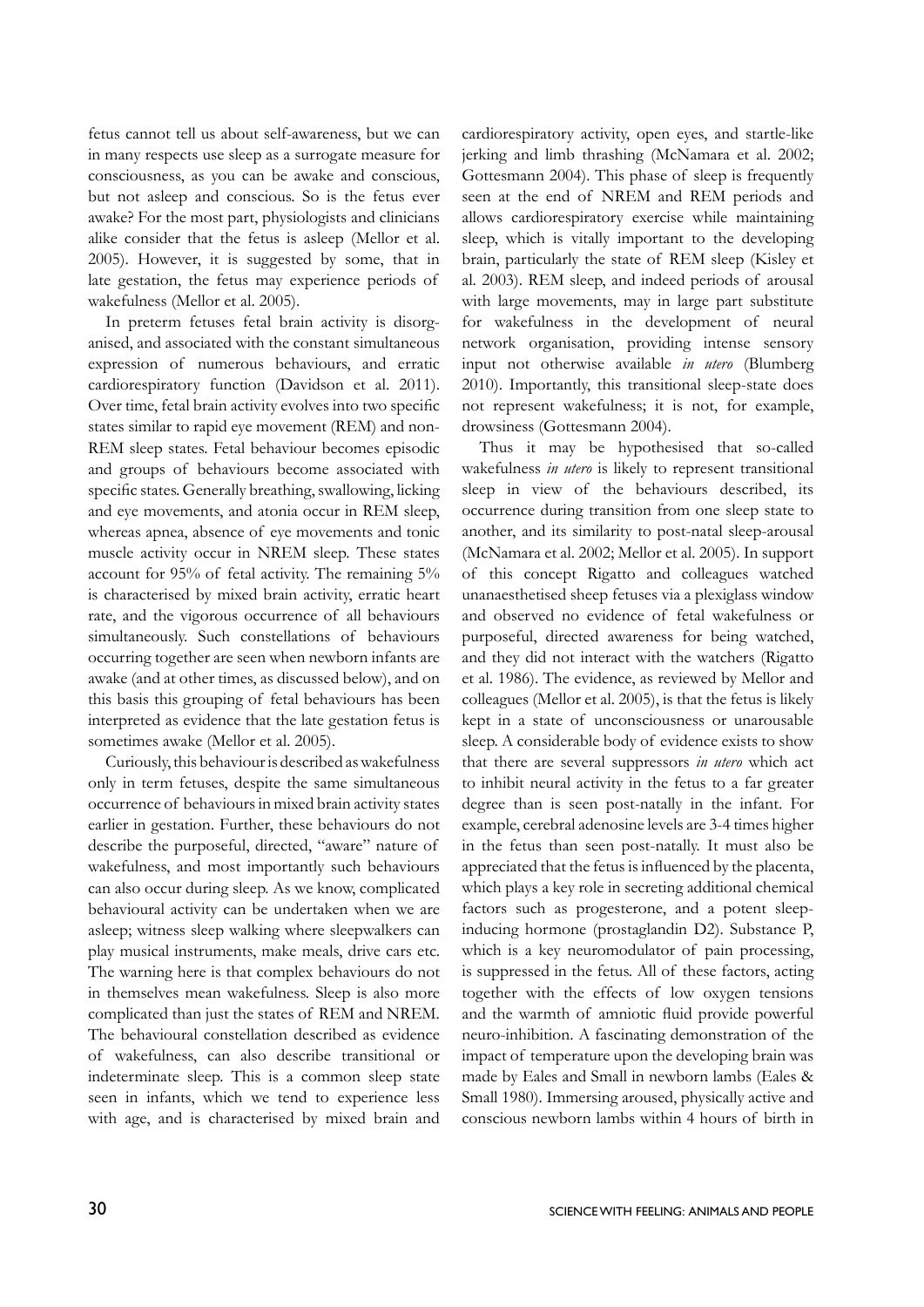fetus cannot tell us about self-awareness, but we can in many respects use sleep as a surrogate measure for consciousness, as you can be awake and conscious, but not asleep and conscious. So is the fetus ever awake? For the most part, physiologists and clinicians alike consider that the fetus is asleep (Mellor et al. 2005). However, it is suggested by some, that in late gestation, the fetus may experience periods of wakefulness (Mellor et al. 2005).

In preterm fetuses fetal brain activity is disorganised, and associated with the constant simultaneous expression of numerous behaviours, and erratic cardiorespiratory function (Davidson et al. 2011). Over time, fetal brain activity evolves into two specific states similar to rapid eye movement (REM) and non-REM sleep states. Fetal behaviour becomes episodic and groups of behaviours become associated with specific states. Generally breathing, swallowing, licking and eye movements, and atonia occur in REM sleep, whereas apnea, absence of eye movements and tonic muscle activity occur in NREM sleep. These states account for 95% of fetal activity. The remaining 5% is characterised by mixed brain activity, erratic heart rate, and the vigorous occurrence of all behaviours simultaneously. Such constellations of behaviours occurring together are seen when newborn infants are awake (and at other times, as discussed below), and on this basis this grouping of fetal behaviours has been interpreted as evidence that the late gestation fetus is sometimes awake (Mellor et al. 2005).

Curiously, this behaviour is described as wakefulness only in term fetuses, despite the same simultaneous occurrence of behaviours in mixed brain activity states earlier in gestation. Further, these behaviours do not describe the purposeful, directed, "aware" nature of wakefulness, and most importantly such behaviours can also occur during sleep. As we know, complicated behavioural activity can be undertaken when we are asleep; witness sleep walking where sleepwalkers can play musical instruments, make meals, drive cars etc. The warning here is that complex behaviours do not in themselves mean wakefulness. Sleep is also more complicated than just the states of REM and NREM. The behavioural constellation described as evidence of wakefulness, can also describe transitional or indeterminate sleep. This is a common sleep state seen in infants, which we tend to experience less with age, and is characterised by mixed brain and cardiorespiratory activity, open eyes, and startle-like jerking and limb thrashing (McNamara et al. 2002; Gottesmann 2004). This phase of sleep is frequently seen at the end of NREM and REM periods and allows cardiorespiratory exercise while maintaining sleep, which is vitally important to the developing brain, particularly the state of REM sleep (Kisley et al. 2003). REM sleep, and indeed periods of arousal with large movements, may in large part substitute for wakefulness in the development of neural network organisation, providing intense sensory input not otherwise available *in utero* (Blumberg 2010). Importantly, this transitional sleep-state does not represent wakefulness; it is not, for example, drowsiness (Gottesmann 2004).

Thus it may be hypothesised that so-called wakefulness *in utero* is likely to represent transitional sleep in view of the behaviours described, its occurrence during transition from one sleep state to another, and its similarity to post-natal sleep-arousal (McNamara et al. 2002; Mellor et al. 2005). In support of this concept Rigatto and colleagues watched unanaesthetised sheep fetuses via a plexiglass window and observed no evidence of fetal wakefulness or purposeful, directed awareness for being watched, and they did not interact with the watchers (Rigatto et al. 1986). The evidence, as reviewed by Mellor and colleagues (Mellor et al. 2005), is that the fetus is likely kept in a state of unconsciousness or unarousable sleep. A considerable body of evidence exists to show that there are several suppressors *in utero* which act to inhibit neural activity in the fetus to a far greater degree than is seen post-natally in the infant. For example, cerebral adenosine levels are 3-4 times higher in the fetus than seen post-natally. It must also be appreciated that the fetus is influenced by the placenta, which plays a key role in secreting additional chemical factors such as progesterone, and a potent sleep-inducing hormone (prostaglandin D2). Substance P, which is a key neuromodulator of pain processing, is suppressed in the fetus. All of these factors, acting together with the effects of low oxygen tensions and the warmth of amniotic fluid provide powerful neuro-inhibition. A fascinating demonstration of the impact of temperature upon the developing brain was made by Eales and Small in newborn lambs (Eales & Small 1980). Immersing aroused, physically active and conscious newborn lambs within 4 hours of birth in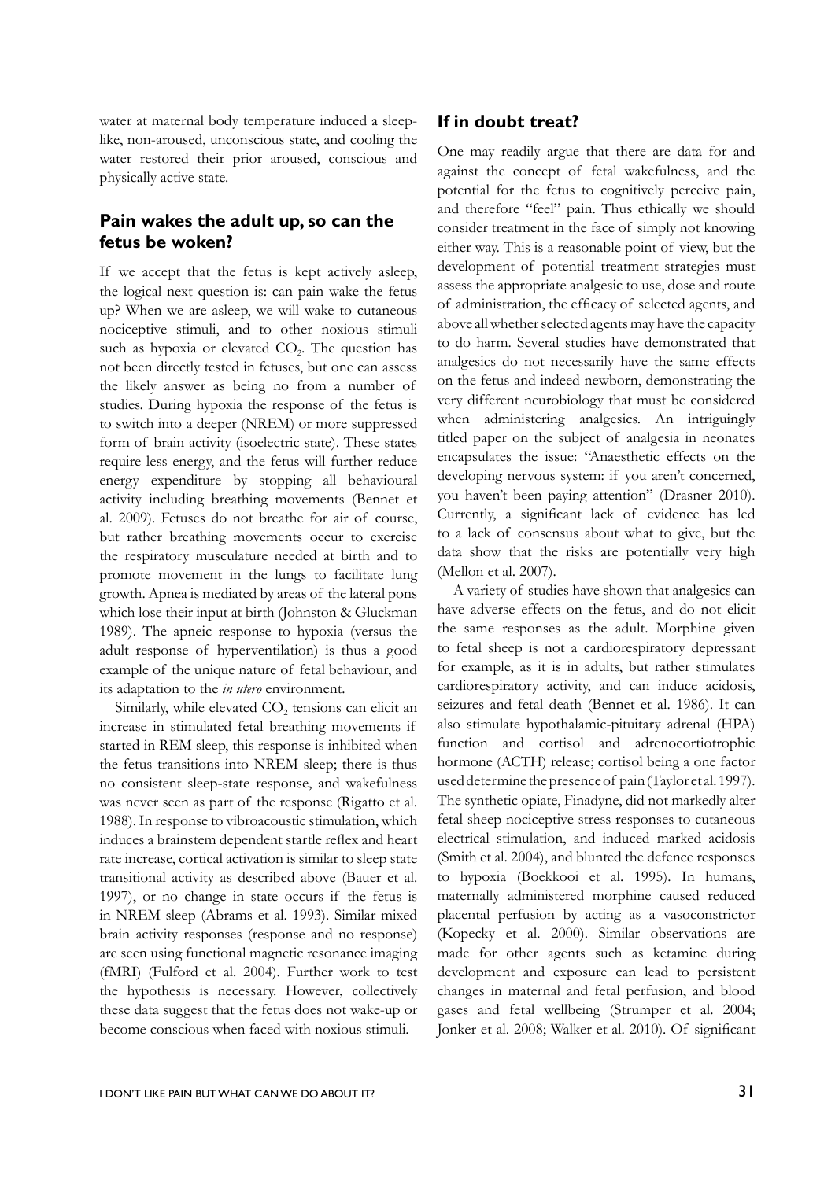water at maternal body temperature induced a sleep-like, non-aroused, unconscious state, and cooling the water restored their prior aroused, conscious and physically active state.

## Pain wakes the adult up, so can the fetus be woken?

If we accept that the fetus is kept actively asleep, the logical next question is: can pain wake the fetus up? When we are asleep, we will wake to cutaneous nociceptive stimuli, and to other noxious stimuli such as hypoxia or elevated $CO_2$. The question has not been directly tested in fetuses, but one can assess the likely answer as being no from a number of studies. During hypoxia the response of the fetus is to switch into a deeper (NREM) or more suppressed form of brain activity (isoelectric state). These states require less energy, and the fetus will further reduce energy expenditure by stopping all behavioural activity including breathing movements (Bennet et al. 2009). Fetuses do not breathe for air of course, but rather breathing movements occur to exercise the respiratory musculature needed at birth and to promote movement in the lungs to facilitate lung growth. Apnea is mediated by areas of the lateral pons which lose their input at birth (Johnston & Gluckman 1989). The apneic response to hypoxia (versus the adult response of hyperventilation) is thus a good example of the unique nature of fetal behaviour, and its adaptation to the *in utero* environment.

Similarly, while elevated $CO_2$ tensions can elicit an increase in stimulated fetal breathing movements if started in REM sleep, this response is inhibited when the fetus transitions into NREM sleep; there is thus no consistent sleep-state response, and wakefulness was never seen as part of the response (Rigatto et al. 1988). In response to vibroacoustic stimulation, which induces a brainstem dependent startle reflex and heart rate increase, cortical activation is similar to sleep state transitional activity as described above (Bauer et al. 1997), or no change in state occurs if the fetus is in NREM sleep (Abrams et al. 1993). Similar mixed brain activity responses (response and no response) are seen using functional magnetic resonance imaging (fMRI) (Fulford et al. 2004). Further work to test the hypothesis is necessary. However, collectively these data suggest that the fetus does not wake-up or become conscious when faced with noxious stimuli.

## If in doubt treat?

One may readily argue that there are data for and against the concept of fetal wakefulness, and the potential for the fetus to cognitively perceive pain, and therefore "feel" pain. Thus ethically we should consider treatment in the face of simply not knowing either way. This is a reasonable point of view, but the development of potential treatment strategies must assess the appropriate analgesic to use, dose and route of administration, the efficacy of selected agents, and above all whether selected agents may have the capacity to do harm. Several studies have demonstrated that analgesics do not necessarily have the same effects on the fetus and indeed newborn, demonstrating the very different neurobiology that must be considered when administering analgesics. An intriguingly titled paper on the subject of analgesia in neonates encapsulates the issue: "Anaesthetic effects on the developing nervous system: if you aren't concerned, you haven't been paying attention" (Drasner 2010). Currently, a significant lack of evidence has led to a lack of consensus about what to give, but the data show that the risks are potentially very high (Mellon et al. 2007).

A variety of studies have shown that analgesics can have adverse effects on the fetus, and do not elicit the same responses as the adult. Morphine given to fetal sheep is not a cardiorespiratory depressant for example, as it is in adults, but rather stimulates cardiorespiratory activity, and can induce acidosis, seizures and fetal death (Bennet et al. 1986). It can also stimulate hypothalamic-pituitary adrenal (HPA) function and cortisol and adrenocortiotrophic hormone (ACTH) release; cortisol being a one factor used determine the presence of pain (Taylor et al. 1997). The synthetic opiate, Finadyne, did not markedly alter fetal sheep nociceptive stress responses to cutaneous electrical stimulation, and induced marked acidosis (Smith et al. 2004), and blunted the defence responses to hypoxia (Boekkooi et al. 1995). In humans, maternally administered morphine caused reduced placental perfusion by acting as a vasoconstrictor (Kopecky et al. 2000). Similar observations are made for other agents such as ketamine during development and exposure can lead to persistent changes in maternal and fetal perfusion, and blood gases and fetal wellbeing (Strumper et al. 2004; Jonker et al. 2008; Walker et al. 2010). Of significant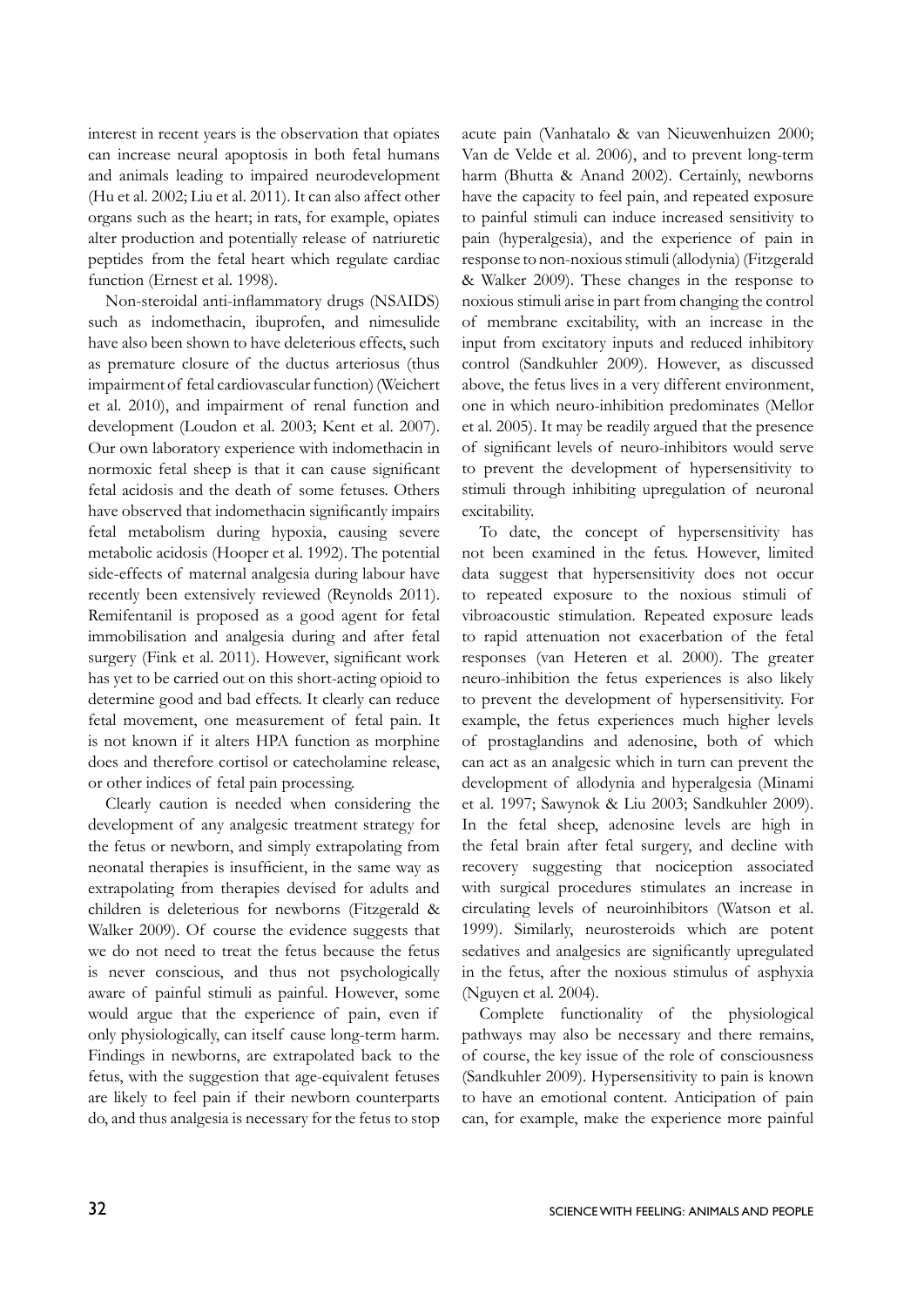interest in recent years is the observation that opiates can increase neural apoptosis in both fetal humans and animals leading to impaired neurodevelopment (Hu et al. 2002; Liu et al. 2011). It can also affect other organs such as the heart; in rats, for example, opiates alter production and potentially release of natriuretic peptides from the fetal heart which regulate cardiac function (Ernest et al. 1998).

Non-steroidal anti-inflammatory drugs (NSAIDS) such as indomethacin, ibuprofen, and nimesulide have also been shown to have deleterious effects, such as premature closure of the ductus arteriosus (thus impairment of fetal cardiovascular function) (Weichert et al. 2010), and impairment of renal function and development (Loudon et al. 2003; Kent et al. 2007). Our own laboratory experience with indomethacin in normoxic fetal sheep is that it can cause significant fetal acidosis and the death of some fetuses. Others have observed that indomethacin significantly impairs fetal metabolism during hypoxia, causing severe metabolic acidosis (Hooper et al. 1992). The potential side-effects of maternal analgesia during labour have recently been extensively reviewed (Reynolds 2011). Remifentanil is proposed as a good agent for fetal immobilisation and analgesia during and after fetal surgery (Fink et al. 2011). However, significant work has yet to be carried out on this short-acting opioid to determine good and bad effects. It clearly can reduce fetal movement, one measurement of fetal pain. It is not known if it alters HPA function as morphine does and therefore cortisol or catecholamine release, or other indices of fetal pain processing.

Clearly caution is needed when considering the development of any analgesic treatment strategy for the fetus or newborn, and simply extrapolating from neonatal therapies is insufficient, in the same way as extrapolating from therapies devised for adults and children is deleterious for newborns (Fitzgerald & Walker 2009). Of course the evidence suggests that we do not need to treat the fetus because the fetus is never conscious, and thus not psychologically aware of painful stimuli as painful. However, some would argue that the experience of pain, even if only physiologically, can itself cause long-term harm. Findings in newborns, are extrapolated back to the fetus, with the suggestion that age-equivalent fetuses are likely to feel pain if their newborn counterparts do, and thus analgesia is necessary for the fetus to stop acute pain (Vanhatalo & van Nieuwenhuizen 2000; Van de Velde et al. 2006), and to prevent long-term harm (Bhutta & Anand 2002). Certainly, newborns have the capacity to feel pain, and repeated exposure to painful stimuli can induce increased sensitivity to pain (hyperalgesia), and the experience of pain in response to non-noxious stimuli (allodynia) (Fitzgerald & Walker 2009). These changes in the response to noxious stimuli arise in part from changing the control of membrane excitability, with an increase in the input from excitatory inputs and reduced inhibitory control (Sandkuhler 2009). However, as discussed above, the fetus lives in a very different environment, one in which neuro-inhibition predominates (Mellor et al. 2005). It may be readily argued that the presence of significant levels of neuro-inhibitors would serve to prevent the development of hypersensitivity to stimuli through inhibiting upregulation of neuronal excitability.

To date, the concept of hypersensitivity has not been examined in the fetus. However, limited data suggest that hypersensitivity does not occur to repeated exposure to the noxious stimuli of vibroacoustic stimulation. Repeated exposure leads to rapid attenuation not exacerbation of the fetal responses (van Heteren et al. 2000). The greater neuro-inhibition the fetus experiences is also likely to prevent the development of hypersensitivity. For example, the fetus experiences much higher levels of prostaglandins and adenosine, both of which can act as an analgesic which in turn can prevent the development of allodynia and hyperalgesia (Minami et al. 1997; Sawynok & Liu 2003; Sandkuhler 2009). In the fetal sheep, adenosine levels are high in the fetal brain after fetal surgery, and decline with recovery suggesting that nociception associated with surgical procedures stimulates an increase in circulating levels of neuroinhibitors (Watson et al. 1999). Similarly, neurosteroids which are potent sedatives and analgesics are significantly upregulated in the fetus, after the noxious stimulus of asphyxia (Nguyen et al. 2004).

Complete functionality of the physiological pathways may also be necessary and there remains, of course, the key issue of the role of consciousness (Sandkuhler 2009). Hypersensitivity to pain is known to have an emotional content. Anticipation of pain can, for example, make the experience more painful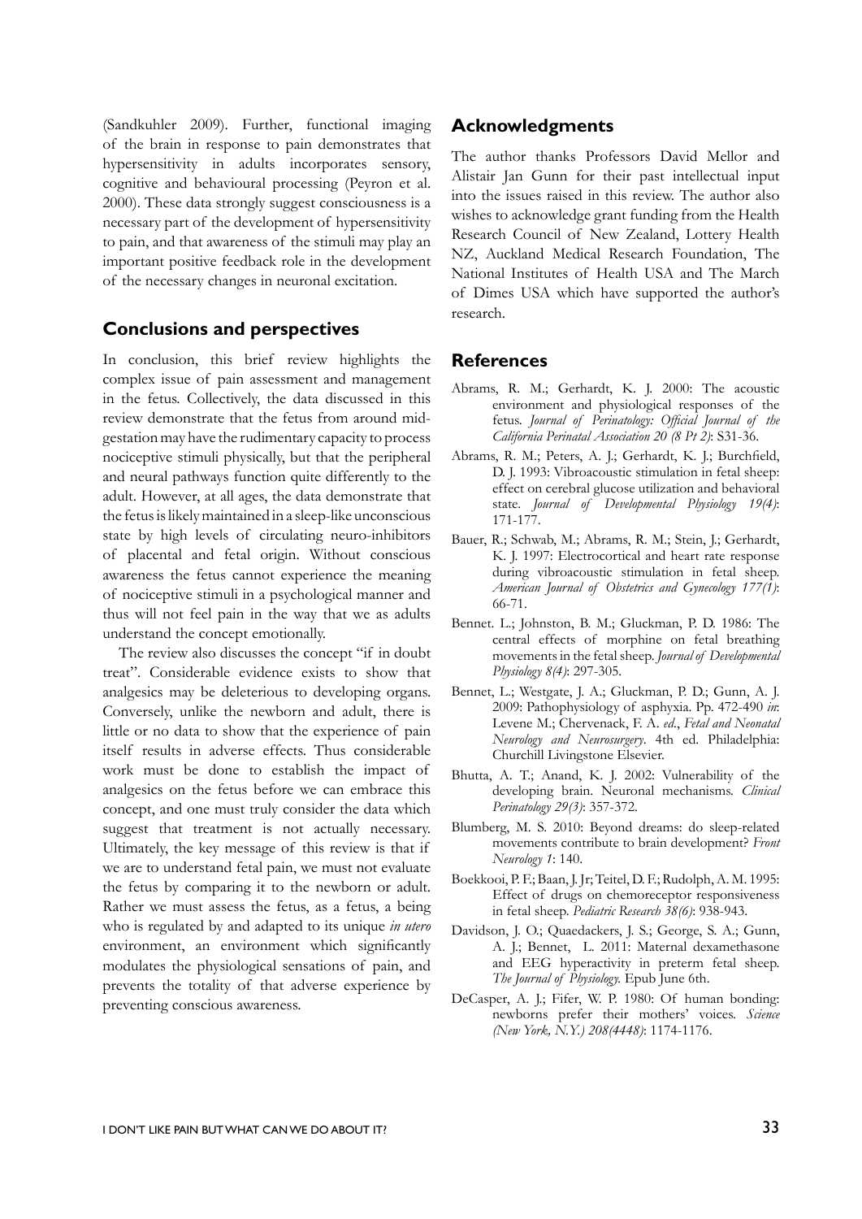(Sandkuhler 2009). Further, functional imaging of the brain in response to pain demonstrates that hypersensitivity in adults incorporates sensory, cognitive and behavioural processing (Peyron et al. 2000). These data strongly suggest consciousness is a necessary part of the development of hypersensitivity to pain, and that awareness of the stimuli may play an important positive feedback role in the development of the necessary changes in neuronal excitation.

## Conclusions and perspectives

In conclusion, this brief review highlights the complex issue of pain assessment and management in the fetus. Collectively, the data discussed in this review demonstrate that the fetus from around mid-gestation may have the rudimentary capacity to process nociceptive stimuli physically, but that the peripheral and neural pathways function quite differently to the adult. However, at all ages, the data demonstrate that the fetus is likely maintained in a sleep-like unconscious state by high levels of circulating neuro-inhibitors of placental and fetal origin. Without conscious awareness the fetus cannot experience the meaning of nociceptive stimuli in a psychological manner and thus will not feel pain in the way that we as adults understand the concept emotionally.

The review also discusses the concept "if in doubt treat". Considerable evidence exists to show that analgesics may be deleterious to developing organs. Conversely, unlike the newborn and adult, there is little or no data to show that the experience of pain itself results in adverse effects. Thus considerable work must be done to establish the impact of analgesics on the fetus before we can embrace this concept, and one must truly consider the data which suggest that treatment is not actually necessary. Ultimately, the key message of this review is that if we are to understand fetal pain, we must not evaluate the fetus by comparing it to the newborn or adult. Rather we must assess the fetus, as a fetus, a being who is regulated by and adapted to its unique *in utero* environment, an environment which significantly modulates the physiological sensations of pain, and prevents the totality of that adverse experience by preventing conscious awareness.

## Acknowledgments

The author thanks Professors David Mellor and Alistair Jan Gunn for their past intellectual input into the issues raised in this review. The author also wishes to acknowledge grant funding from the Health Research Council of New Zealand, Lottery Health NZ, Auckland Medical Research Foundation, The National Institutes of Health USA and The March of Dimes USA which have supported the author's research.

## References

Abrams, R. M.; Gerhardt, K. J. 2000: The acoustic environment and physiological responses of the fetus. *Journal of Perinatology: Official Journal of the California Perinatal Association 20 (8 Pt 2)*: S31-36.

Abrams, R. M.; Peters, A. J.; Gerhardt, K. J.; Burchfield, D. J. 1993: Vibroacoustic stimulation in fetal sheep: effect on cerebral glucose utilization and behavioral state. *Journal of Developmental Physiology 19(4)*: 171-177.

Bauer, R.; Schwab, M.; Abrams, R. M.; Stein, J.; Gerhardt, K. J. 1997: Electrocortical and heart rate response during vibroacoustic stimulation in fetal sheep. *American Journal of Obstetrics and Gynecology 177(1)*: 66-71.

Bennet. L.; Johnston, B. M.; Gluckman, P. D. 1986: The central effects of morphine on fetal breathing movements in the fetal sheep. *Journal of Developmental Physiology 8(4)*: 297-305.

Bennet, L.; Westgate, J. A.; Gluckman, P. D.; Gunn, A. J. 2009: Pathophysiology of asphyxia. Pp. 472-490 *in*: Levene M.; Chervenack, F. A. *ed*., *Fetal and Neonatal Neurology and Neurosurgery*. 4th ed. Philadelphia: Churchill Livingstone Elsevier.

Bhutta, A. T.; Anand, K. J. 2002: Vulnerability of the developing brain. Neuronal mechanisms. *Clinical Perinatology 29(3)*: 357-372.

Blumberg, M. S. 2010: Beyond dreams: do sleep-related movements contribute to brain development? *Front Neurology 1*: 140.

Boekkooi, P. F.; Baan, J. Jr; Teitel, D. F.; Rudolph, A. M. 1995: Effect of drugs on chemoreceptor responsiveness in fetal sheep. *Pediatric Research 38(6)*: 938-943.

Davidson, J. O.; Quaedackers, J. S.; George, S. A.; Gunn, A. J.; Bennet, L. 2011: Maternal dexamethasone and EEG hyperactivity in preterm fetal sheep. *The Journal of Physiology*. Epub June 6th.

DeCasper, A. J.; Fifer, W. P. 1980: Of human bonding: newborns prefer their mothers' voices. *Science (New York, N.Y.) 208(4448)*: 1174-1176.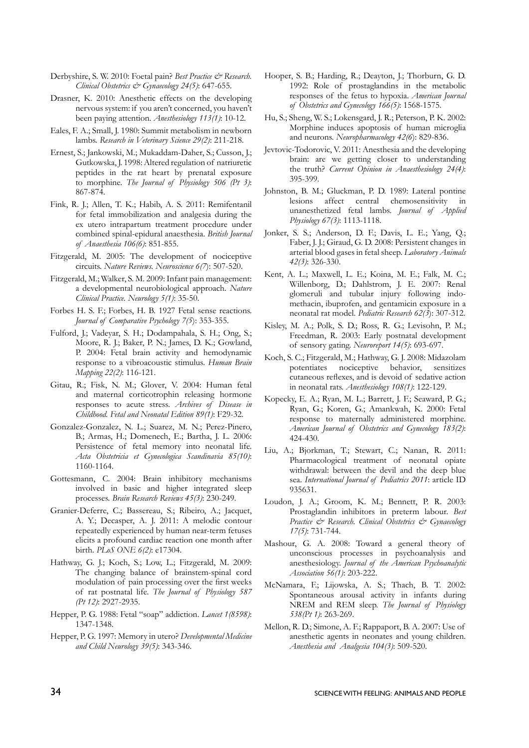Derbyshire, S. W. 2010: Foetal pain? *Best Practice & Research. Clinical Obstetrics & Gynaecology 24(5)*: 647-655.

Drasner, K. 2010: Anesthetic effects on the developing nervous system: if you aren't concerned, you haven't been paying attention. *Anesthesiology 113(1)*: 10-12.

Eales, F. A.; Small, J. 1980: Summit metabolism in newborn lambs. *Research in Veterinary Science 29(2)*: 211-218.

Ernest, S.; Jankowski, M.; Mukaddam-Daher, S.; Cusson, J.; Gutkowska, J. 1998: Altered regulation of natriuretic peptides in the rat heart by prenatal exposure to morphine. *The Journal of Physiology 506 (Pt 3)*: 867-874.

Fink, R. J.; Allen, T. K.; Habib, A. S. 2011: Remifentanil for fetal immobilization and analgesia during the ex utero intrapartum treatment procedure under combined spinal-epidural anaesthesia. *British Journal of Anaesthesia 106(6)*: 851-855.

Fitzgerald, M. 2005: The development of nociceptive circuits. *Nature Reviews. Neuroscience 6(7)*: 507-520.

Fitzgerald, M.; Walker, S. M. 2009: Infant pain management: a developmental neurobiological approach. *Nature Clinical Practice. Neurology 5(1)*: 35-50.

Forbes H. S. F.; Forbes, H. B. 1927 Fetal sense reactions. *Journal of Comparative Psychology 7(5)*: 353-355.

Fulford, J.; Vadeyar, S. H.; Dodampahala, S. H.; Ong, S.; Moore, R. J.; Baker, P. N.; James, D. K.; Gowland, P. 2004: Fetal brain activity and hemodynamic response to a vibroacoustic stimulus. *Human Brain Mapping 22(2)*: 116-121.

Gitau, R.; Fisk, N. M.; Glover, V. 2004: Human fetal and maternal corticotrophin releasing hormone responses to acute stress. *Archives of Disease in Childhood. Fetal and Neonatal Edition 89(1)*: F29-32.

Gonzalez-Gonzalez, N. L.; Suarez, M. N.; Perez-Pinero, B.; Armas, H.; Domenech, E.; Bartha, J. L. 2006: Persistence of fetal memory into neonatal life. *Acta Obstetricia et Gynecologica Scandinavia 85(10)*: 1160-1164.

Gottesmann, C. 2004: Brain inhibitory mechanisms involved in basic and higher integrated sleep processes. *Brain Research Reviews 45(3)*: 230-249.

Granier-Deferre, C.; Bassereau, S.; Ribeiro, A.; Jacquet, A. Y.; Decasper, A. J. 2011: A melodic contour repeatedly experienced by human near-term fetuses elicits a profound cardiac reaction one month after birth. *PLoS ONE 6(2)*: e17304.

Hathway, G. J.; Koch, S.; Low, L.; Fitzgerald, M. 2009: The changing balance of brainstem-spinal cord modulation of pain processing over the first weeks of rat postnatal life. *The Journal of Physiology 587 (Pt 12)*: 2927-2935.

Hepper, P. G. 1988: Fetal "soap" addiction. *Lancet 1(8598)*: 1347-1348.

Hepper, P. G. 1997: Memory in utero? *Developmental Medicine and Child Neurology 39(5)*: 343-346.

Hooper, S. B.; Harding, R.; Deayton, J.; Thorburn, G. D. 1992: Role of prostaglandins in the metabolic responses of the fetus to hypoxia. *American Journal of Obstetrics and Gynecology 166(5)*: 1568-1575.

Hu, S.; Sheng, W. S.; Lokensgard, J. R.; Peterson, P. K. 2002: Morphine induces apoptosis of human microglia and neurons. *Neuropharmacology 42(6)*: 829-836.

Jevtovic-Todorovic, V. 2011: Anesthesia and the developing brain: are we getting closer to understanding the truth? *Current Opinion in Anaesthesiology 24(4)*: 395-399.

Johnston, B. M.; Gluckman, P. D. 1989: Lateral pontine lesions affect central chemosensitivity in unanesthetized fetal lambs. *Journal of Applied Physiology 67(3)*: 1113-1118.

Jonker, S. S.; Anderson, D. F.; Davis, L. E.; Yang, Q.; Faber, J. J.; Giraud, G. D. 2008: Persistent changes in arterial blood gases in fetal sheep. *Laboratory Animals 42(3)*: 326-330.

Kent, A. L.; Maxwell, L. E.; Koina, M. E.; Falk, M. C.; Willenborg, D.; Dahlstrom, J. E. 2007: Renal glomeruli and tubular injury following indomethacin, ibuprofen, and gentamicin exposure in a neonatal rat model. *Pediatric Research 62(3)*: 307-312.

Kisley, M. A.; Polk, S. D.; Ross, R. G.; Levisohn, P. M.; Freedman, R. 2003: Early postnatal development of sensory gating. *Neuroreport 14(5)*: 693-697.

Koch, S. C.; Fitzgerald, M.; Hathway, G. J. 2008: Midazolam potentiates nociceptive behavior, sensitizes cutaneous reflexes, and is devoid of sedative action in neonatal rats. *Anesthesiology 108(1)*: 122-129.

Kopecky, E. A.; Ryan, M. L.; Barrett, J. F.; Seaward, P. G.; Ryan, G.; Koren, G.; Amankwah, K. 2000: Fetal response to maternally administered morphine. *American Journal of Obstetrics and Gynecology 183(2)*: 424-430.

Liu, A.; Bjorkman, T.; Stewart, C.; Nanan, R. 2011: Pharmacological treatment of neonatal opiate withdrawal: between the devil and the deep blue sea. *International Journal of Pediatrics 2011*: article ID 935631.

Loudon, J. A.; Groom, K. M.; Bennett, P. R. 2003: Prostaglandin inhibitors in preterm labour. *Best Practice & Research. Clinical Obstetrics & Gynaecology 17(5)*: 731-744.

Mashour, G. A. 2008: Toward a general theory of unconscious processes in psychoanalysis and anesthesiology. *Journal of the American Psychoanalytic Association 56(1)*: 203-222.

McNamara, F.; Lijowska, A. S.; Thach, B. T. 2002: Spontaneous arousal activity in infants during NREM and REM sleep. *The Journal of Physiology 538(Pt 1)*: 263-269.

Mellon, R. D.; Simone, A. F.; Rappaport, B. A. 2007: Use of anesthetic agents in neonates and young children. *Anesthesia and Analgesia 104(3)*: 509-520.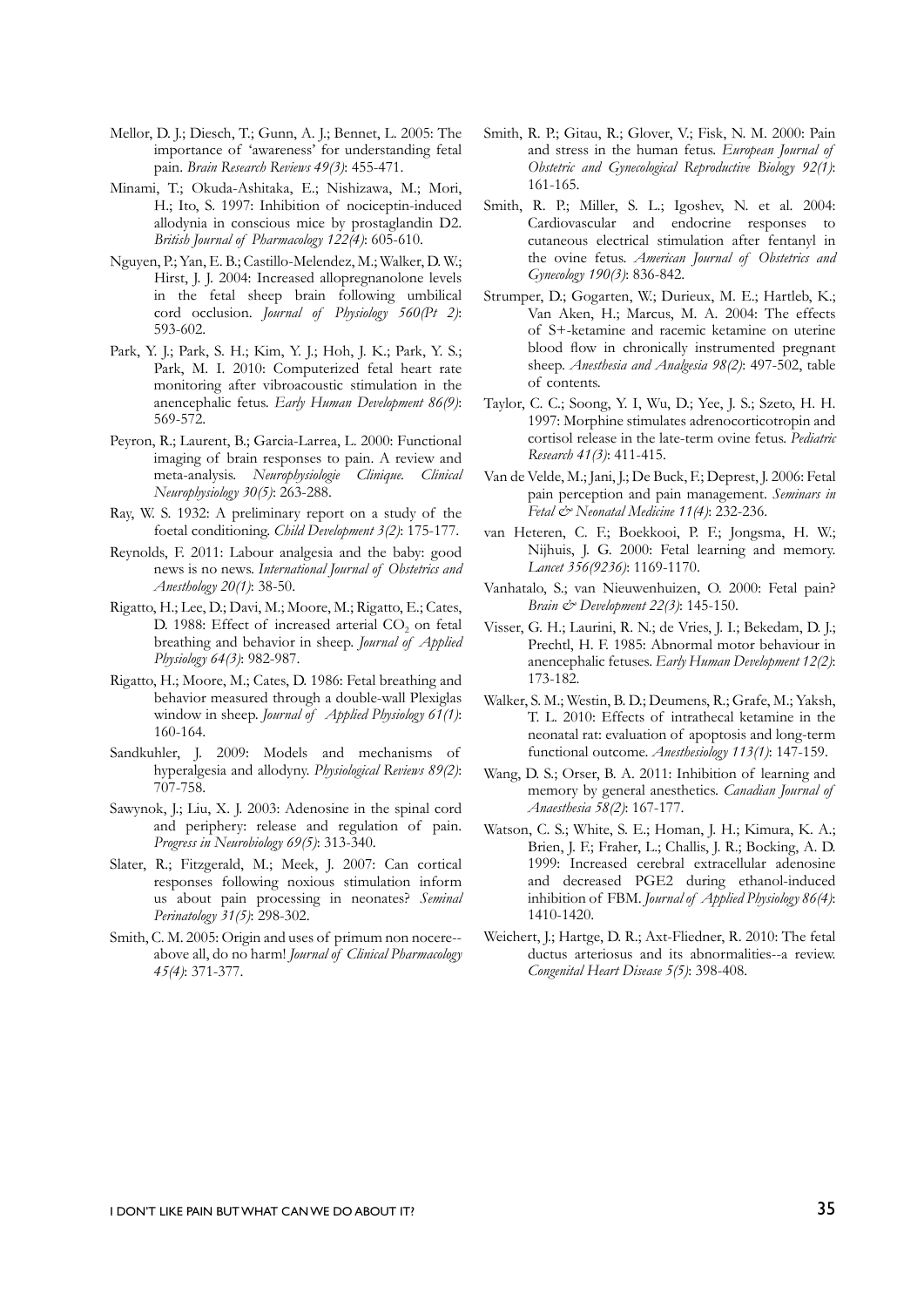Mellor, D. J.; Diesch, T.; Gunn, A. J.; Bennet, L. 2005: The importance of 'awareness' for understanding fetal pain. *Brain Research Reviews 49(3)*: 455-471.

Minami, T.; Okuda-Ashitaka, E.; Nishizawa, M.; Mori, H.; Ito, S. 1997: Inhibition of nociceptin-induced allodynia in conscious mice by prostaglandin D2. *British Journal of Pharmacology 122(4)*: 605-610.

Nguyen, P.; Yan, E. B.; Castillo-Melendez, M.; Walker, D. W.; Hirst, J. J. 2004: Increased allopregnanolone levels in the fetal sheep brain following umbilical cord occlusion. *Journal of Physiology 560(Pt 2)*: 593-602.

Park, Y. J.; Park, S. H.; Kim, Y. J.; Hoh, J. K.; Park, Y. S.; Park, M. I. 2010: Computerized fetal heart rate monitoring after vibroacoustic stimulation in the anencephalic fetus. *Early Human Development 86(9)*: 569-572.

Peyron, R.; Laurent, B.; Garcia-Larrea, L. 2000: Functional imaging of brain responses to pain. A review and meta-analysis. *Neurophysiologie Clinique. Clinical Neurophysiology 30(5)*: 263-288.

Ray, W. S. 1932: A preliminary report on a study of the foetal conditioning. *Child Development 3(2)*: 175-177.

Reynolds, F. 2011: Labour analgesia and the baby: good news is no news. *International Journal of Obstetrics and Anesthology 20(1)*: 38-50.

Rigatto, H.; Lee, D.; Davi, M.; Moore, M.; Rigatto, E.; Cates, D. 1988: Effect of increased arterial $CO_2$ on fetal breathing and behavior in sheep. *Journal of Applied Physiology 64(3)*: 982-987.

Rigatto, H.; Moore, M.; Cates, D. 1986: Fetal breathing and behavior measured through a double-wall Plexiglas window in sheep. *Journal of Applied Physiology 61(1)*: 160-164.

Sandkuhler, J. 2009: Models and mechanisms of hyperalgesia and allodyny. *Physiological Reviews 89(2)*: 707-758.

Sawynok, J.; Liu, X. J. 2003: Adenosine in the spinal cord and periphery: release and regulation of pain. *Progress in Neurobiology 69(5)*: 313-340.

Slater, R.; Fitzgerald, M.; Meek, J. 2007: Can cortical responses following noxious stimulation inform us about pain processing in neonates? *Seminal Perinatology 31(5)*: 298-302.

Smith, C. M. 2005: Origin and uses of primum non nocere--above all, do no harm! *Journal of Clinical Pharmacology 45(4)*: 371-377.

Smith, R. P.; Gitau, R.; Glover, V.; Fisk, N. M. 2000: Pain and stress in the human fetus. *European Journal of Obstetric and Gynecological Reproductive Biology 92(1)*: 161-165.

Smith, R. P.; Miller, S. L.; Igoshev, N. et al. 2004: Cardiovascular and endocrine responses to cutaneous electrical stimulation after fentanyl in the ovine fetus. *American Journal of Obstetrics and Gynecology 190(3)*: 836-842.

Strumper, D.; Gogarten, W.; Durieux, M. E.; Hartleb, K.; Van Aken, H.; Marcus, M. A. 2004: The effects of S+-ketamine and racemic ketamine on uterine blood flow in chronically instrumented pregnant sheep. *Anesthesia and Analgesia 98(2)*: 497-502, table of contents.

Taylor, C. C.; Soong, Y. I, Wu, D.; Yee, J. S.; Szeto, H. H. 1997: Morphine stimulates adrenocorticotropin and cortisol release in the late-term ovine fetus. *Pediatric Research 41(3)*: 411-415.

Van de Velde, M.; Jani, J.; De Buck, F.; Deprest, J. 2006: Fetal pain perception and pain management. *Seminars in Fetal & Neonatal Medicine 11(4)*: 232-236.

van Heteren, C. F.; Boekkooi, P. F.; Jongsma, H. W.; Nijhuis, J. G. 2000: Fetal learning and memory. *Lancet 356(9236)*: 1169-1170.

Vanhatalo, S.; van Nieuwenhuizen, O. 2000: Fetal pain? *Brain & Development 22(3)*: 145-150.

Visser, G. H.; Laurini, R. N.; de Vries, J. I.; Bekedam, D. J.; Prechtl, H. F. 1985: Abnormal motor behaviour in anencephalic fetuses. *Early Human Development 12(2)*: 173-182.

Walker, S. M.; Westin, B. D.; Deumens, R.; Grafe, M.; Yaksh, T. L. 2010: Effects of intrathecal ketamine in the neonatal rat: evaluation of apoptosis and long-term functional outcome. *Anesthesiology 113(1)*: 147-159.

Wang, D. S.; Orser, B. A. 2011: Inhibition of learning and memory by general anesthetics. *Canadian Journal of Anaesthesia 58(2)*: 167-177.

Watson, C. S.; White, S. E.; Homan, J. H.; Kimura, K. A.; Brien, J. F.; Fraher, L.; Challis, J. R.; Bocking, A. D. 1999: Increased cerebral extracellular adenosine and decreased PGE2 during ethanol-induced inhibition of FBM. *Journal of Applied Physiology 86(4)*: 1410-1420.

Weichert, J.; Hartge, D. R.; Axt-Fliedner, R. 2010: The fetal ductus arteriosus and its abnormalities--a review. *Congenital Heart Disease 5(5)*: 398-408.